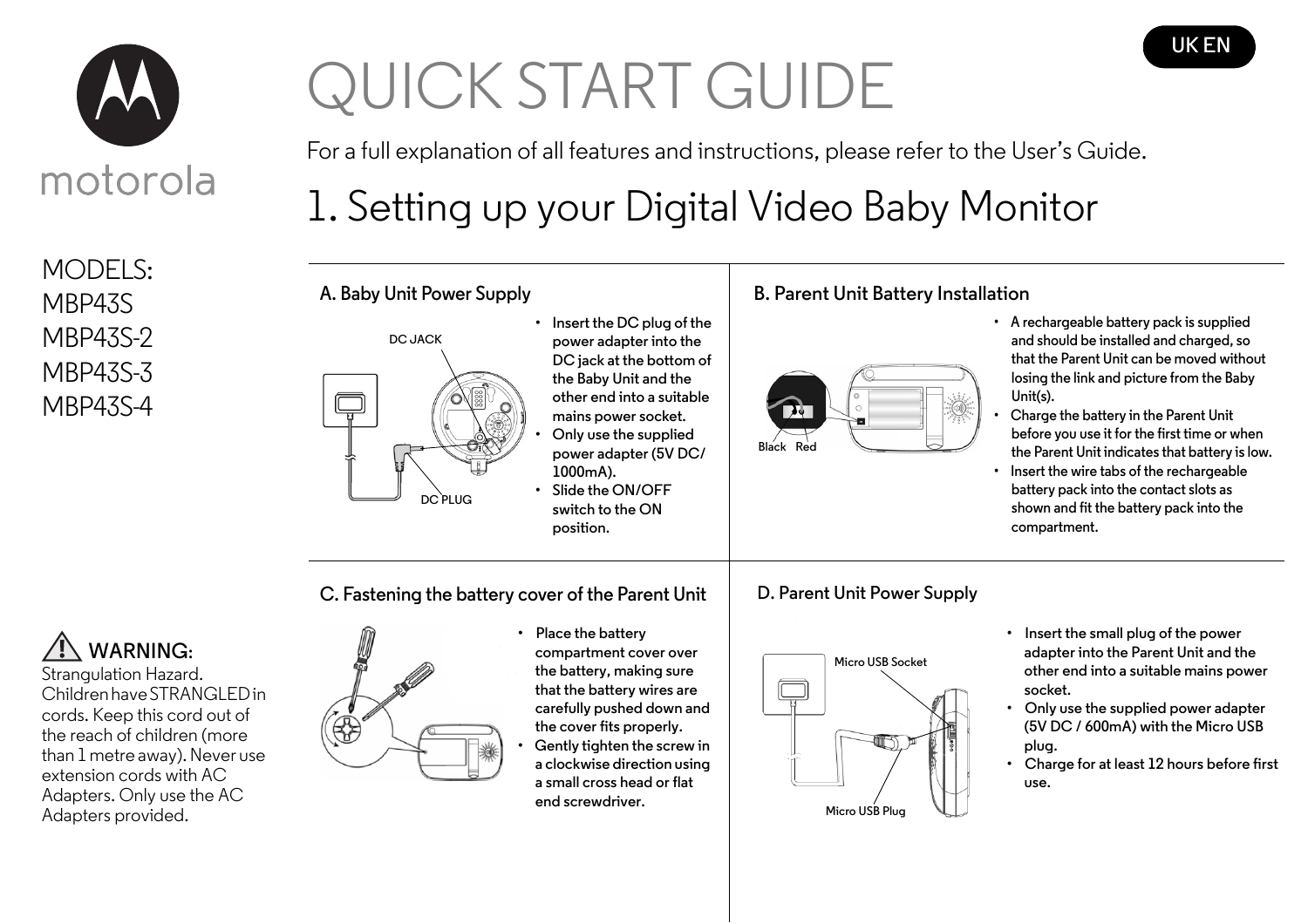UK EN

motorola

# QUICK START GUIDE

For a full explanation of all features and instructions, please refer to the User's Guide.

MODELS:
MBP43S
MBP43S-2
MBP43S-3
MBP43S-4

## 1. Setting up your Digital Video Baby Monitor

### A. Baby Unit Power Supply

DC JACK

DC PLUG

- Insert the DC plug of the power adapter into the DC jack at the bottom of the Baby Unit and the other end into a suitable mains power socket.
- Only use the supplied power adapter (5V DC/ 1000mA).
- Slide the ON/OFF switch to the ON position.

### B. Parent Unit Battery Installation

Black Red

- A rechargeable battery pack is supplied and should be installed and charged, so that the Parent Unit can be moved without losing the link and picture from the Baby Unit(s).
- Charge the battery in the Parent Unit before you use it for the first time or when the Parent Unit indicates that battery is low.
- Insert the wire tabs of the rechargeable battery pack into the contact slots as shown and fit the battery pack into the compartment.

### C. Fastening the battery cover of the Parent Unit

- Place the battery compartment cover over the battery, making sure that the battery wires are carefully pushed down and the cover fits properly.
- Gently tighten the screw in a clockwise direction using a small cross head or flat end screwdriver.

### D. Parent Unit Power Supply

Micro USB Socket

Micro USB Plug

- Insert the small plug of the power adapter into the Parent Unit and the other end into a suitable mains power socket.
- Only use the supplied power adapter (5V DC / 600mA) with the Micro USB plug.
- Charge for at least 12 hours before first use.

⚠ **WARNING:**
Strangulation Hazard. Children have STRANGLED in cords. Keep this cord out of the reach of children (more than 1 metre away). Never use extension cords with AC Adapters. Only use the AC Adapters provided.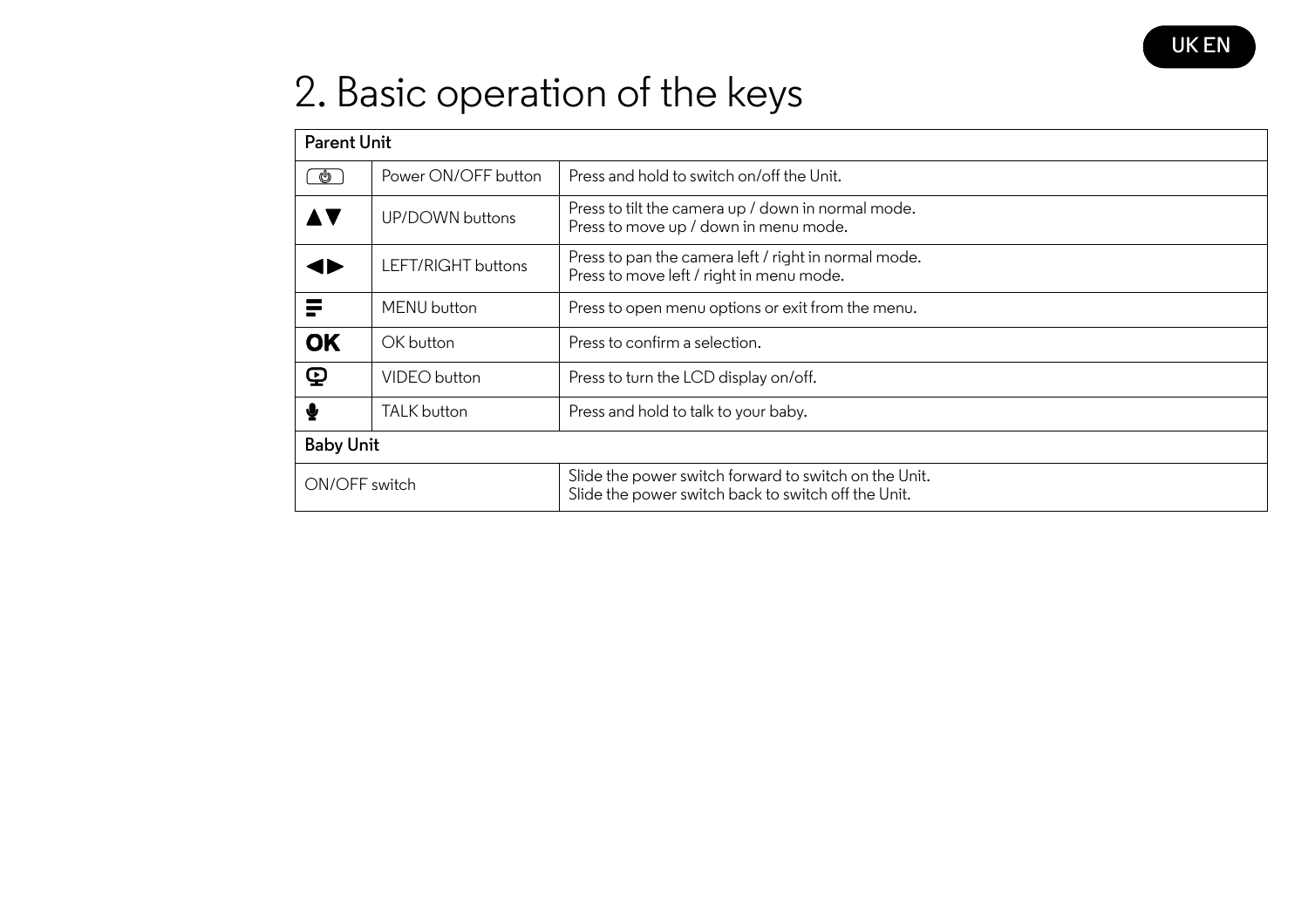# 2. Basic operation of the keys

| Parent Unit | | |
|---|---|---|
| ⏻ | Power ON/OFF button | Press and hold to switch on/off the Unit. |
| ▲▼ | UP/DOWN buttons | Press to tilt the camera up / down in normal mode.<br>Press to move up / down in menu mode. |
| ◀▶ | LEFT/RIGHT buttons | Press to pan the camera left / right in normal mode.<br>Press to move left / right in menu mode. |
| ☰ | MENU button | Press to open menu options or exit from the menu. |
| **OK** | OK button | Press to confirm a selection. |
| 🖵 | VIDEO button | Press to turn the LCD display on/off. |
| 🎤 | TALK button | Press and hold to talk to your baby. |
| **Baby Unit** | | |
| ON/OFF switch | | Slide the power switch forward to switch on the Unit.<br>Slide the power switch back to switch off the Unit. |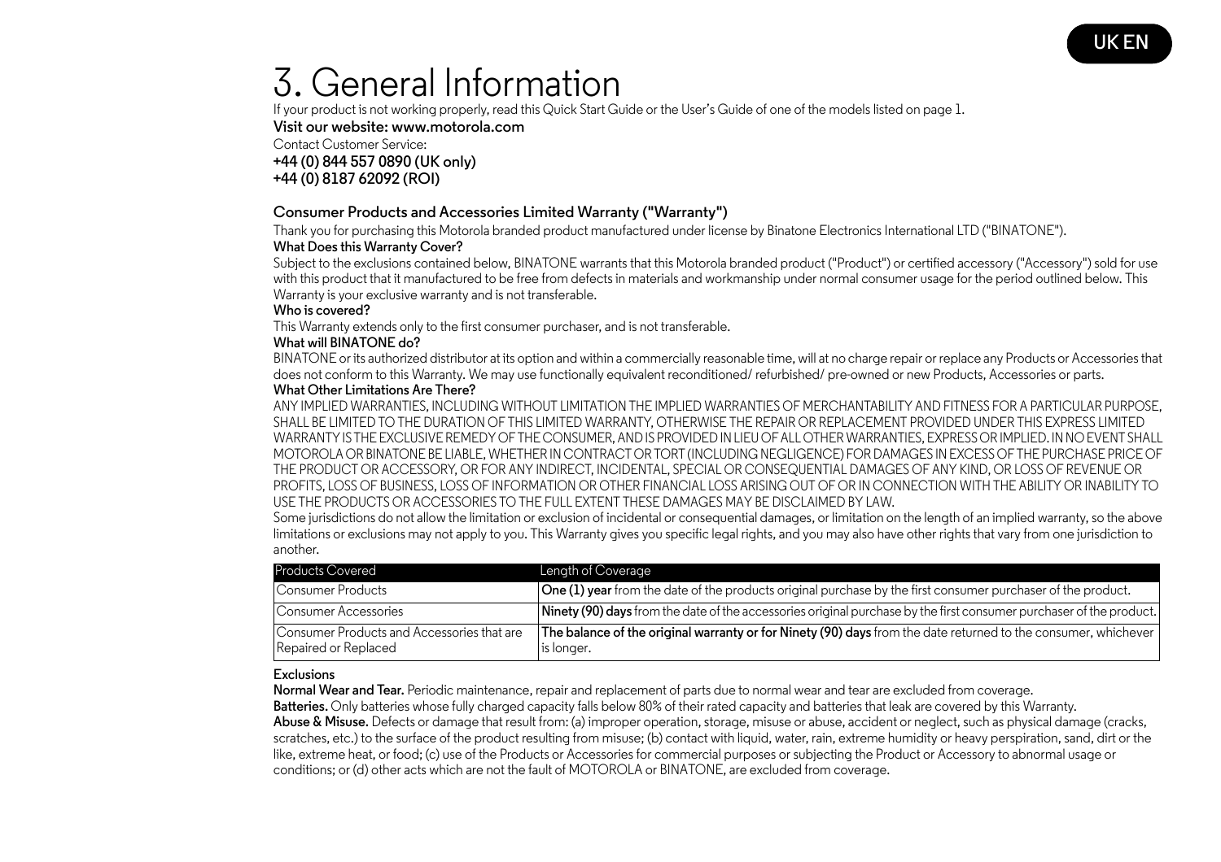# 3. General Information

If your product is not working properly, read this Quick Start Guide or the User's Guide of one of the models listed on page 1.

**Visit our website: www.motorola.com**

Contact Customer Service:

**+44 (0) 844 557 0890 (UK only)**

**+44 (0) 8187 62092 (ROI)**

## Consumer Products and Accessories Limited Warranty ("Warranty")

Thank you for purchasing this Motorola branded product manufactured under license by Binatone Electronics International LTD ("BINATONE").

**What Does this Warranty Cover?**

Subject to the exclusions contained below, BINATONE warrants that this Motorola branded product ("Product") or certified accessory ("Accessory") sold for use with this product that it manufactured to be free from defects in materials and workmanship under normal consumer usage for the period outlined below. This Warranty is your exclusive warranty and is not transferable.

**Who is covered?**

This Warranty extends only to the first consumer purchaser, and is not transferable.

**What will BINATONE do?**

BINATONE or its authorized distributor at its option and within a commercially reasonable time, will at no charge repair or replace any Products or Accessories that does not conform to this Warranty. We may use functionally equivalent reconditioned/ refurbished/ pre-owned or new Products, Accessories or parts.

**What Other Limitations Are There?**

ANY IMPLIED WARRANTIES, INCLUDING WITHOUT LIMITATION THE IMPLIED WARRANTIES OF MERCHANTABILITY AND FITNESS FOR A PARTICULAR PURPOSE, SHALL BE LIMITED TO THE DURATION OF THIS LIMITED WARRANTY, OTHERWISE THE REPAIR OR REPLACEMENT PROVIDED UNDER THIS EXPRESS LIMITED WARRANTY IS THE EXCLUSIVE REMEDY OF THE CONSUMER, AND IS PROVIDED IN LIEU OF ALL OTHER WARRANTIES, EXPRESS OR IMPLIED. IN NO EVENT SHALL MOTOROLA OR BINATONE BE LIABLE, WHETHER IN CONTRACT OR TORT (INCLUDING NEGLIGENCE) FOR DAMAGES IN EXCESS OF THE PURCHASE PRICE OF THE PRODUCT OR ACCESSORY, OR FOR ANY INDIRECT, INCIDENTAL, SPECIAL OR CONSEQUENTIAL DAMAGES OF ANY KIND, OR LOSS OF REVENUE OR PROFITS, LOSS OF BUSINESS, LOSS OF INFORMATION OR OTHER FINANCIAL LOSS ARISING OUT OF OR IN CONNECTION WITH THE ABILITY OR INABILITY TO USE THE PRODUCTS OR ACCESSORIES TO THE FULL EXTENT THESE DAMAGES MAY BE DISCLAIMED BY LAW.

Some jurisdictions do not allow the limitation or exclusion of incidental or consequential damages, or limitation on the length of an implied warranty, so the above limitations or exclusions may not apply to you. This Warranty gives you specific legal rights, and you may also have other rights that vary from one jurisdiction to another.

| Products Covered | Length of Coverage |
|---|---|
| Consumer Products | **One (1) year** from the date of the products original purchase by the first consumer purchaser of the product. |
| Consumer Accessories | **Ninety (90) days** from the date of the accessories original purchase by the first consumer purchaser of the product. |
| Consumer Products and Accessories that are Repaired or Replaced | **The balance of the original warranty or for Ninety (90) days** from the date returned to the consumer, whichever is longer. |

**Exclusions**

**Normal Wear and Tear.** Periodic maintenance, repair and replacement of parts due to normal wear and tear are excluded from coverage.

**Batteries.** Only batteries whose fully charged capacity falls below 80% of their rated capacity and batteries that leak are covered by this Warranty.

**Abuse & Misuse.** Defects or damage that result from: (a) improper operation, storage, misuse or abuse, accident or neglect, such as physical damage (cracks, scratches, etc.) to the surface of the product resulting from misuse; (b) contact with liquid, water, rain, extreme humidity or heavy perspiration, sand, dirt or the like, extreme heat, or food; (c) use of the Products or Accessories for commercial purposes or subjecting the Product or Accessory to abnormal usage or conditions; or (d) other acts which are not the fault of MOTOROLA or BINATONE, are excluded from coverage.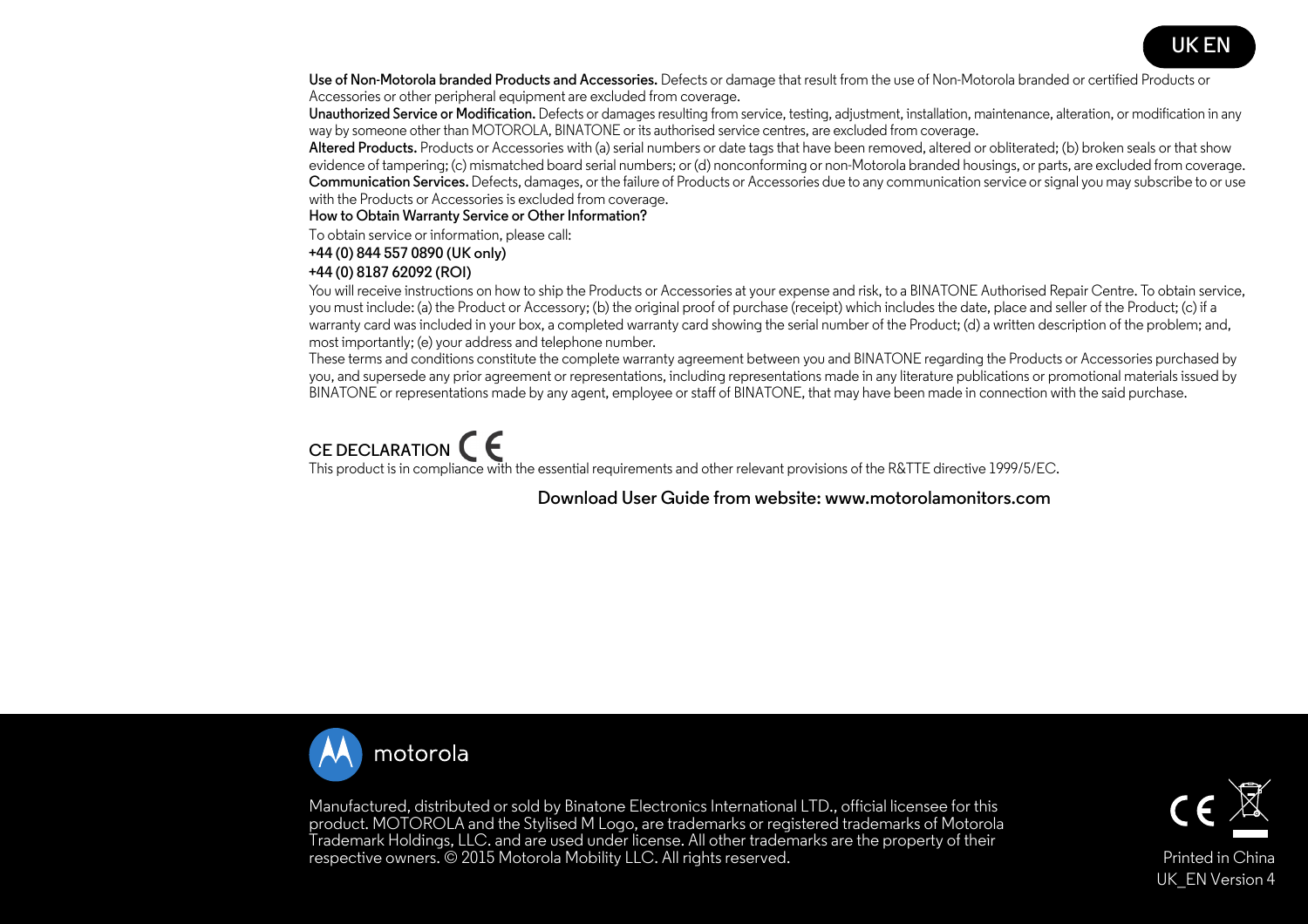**Use of Non-Motorola branded Products and Accessories.** Defects or damage that result from the use of Non-Motorola branded or certified Products or Accessories or other peripheral equipment are excluded from coverage.

**Unauthorized Service or Modification.** Defects or damages resulting from service, testing, adjustment, installation, maintenance, alteration, or modification in any way by someone other than MOTOROLA, BINATONE or its authorised service centres, are excluded from coverage.

**Altered Products.** Products or Accessories with (a) serial numbers or date tags that have been removed, altered or obliterated; (b) broken seals or that show evidence of tampering; (c) mismatched board serial numbers; or (d) nonconforming or non-Motorola branded housings, or parts, are excluded from coverage.

**Communication Services.** Defects, damages, or the failure of Products or Accessories due to any communication service or signal you may subscribe to or use with the Products or Accessories is excluded from coverage.

**How to Obtain Warranty Service or Other Information?**

To obtain service or information, please call:

**+44 (0) 844 557 0890 (UK only)**

**+44 (0) 8187 62092 (ROI)**

You will receive instructions on how to ship the Products or Accessories at your expense and risk, to a BINATONE Authorised Repair Centre. To obtain service, you must include: (a) the Product or Accessory; (b) the original proof of purchase (receipt) which includes the date, place and seller of the Product; (c) if a warranty card was included in your box, a completed warranty card showing the serial number of the Product; (d) a written description of the problem; and, most importantly; (e) your address and telephone number.

These terms and conditions constitute the complete warranty agreement between you and BINATONE regarding the Products or Accessories purchased by you, and supersede any prior agreement or representations, including representations made in any literature publications or promotional materials issued by BINATONE or representations made by any agent, employee or staff of BINATONE, that may have been made in connection with the said purchase.

## CE DECLARATION CE

This product is in compliance with the essential requirements and other relevant provisions of the R&TTE directive 1999/5/EC.

**Download User Guide from website: www.motorolamonitors.com**

motorola

Manufactured, distributed or sold by Binatone Electronics International LTD., official licensee for this product. MOTOROLA and the Stylised M Logo, are trademarks or registered trademarks of Motorola Trademark Holdings, LLC. and are used under license. All other trademarks are the property of their respective owners. © 2015 Motorola Mobility LLC. All rights reserved.

Printed in China

UK_EN Version 4